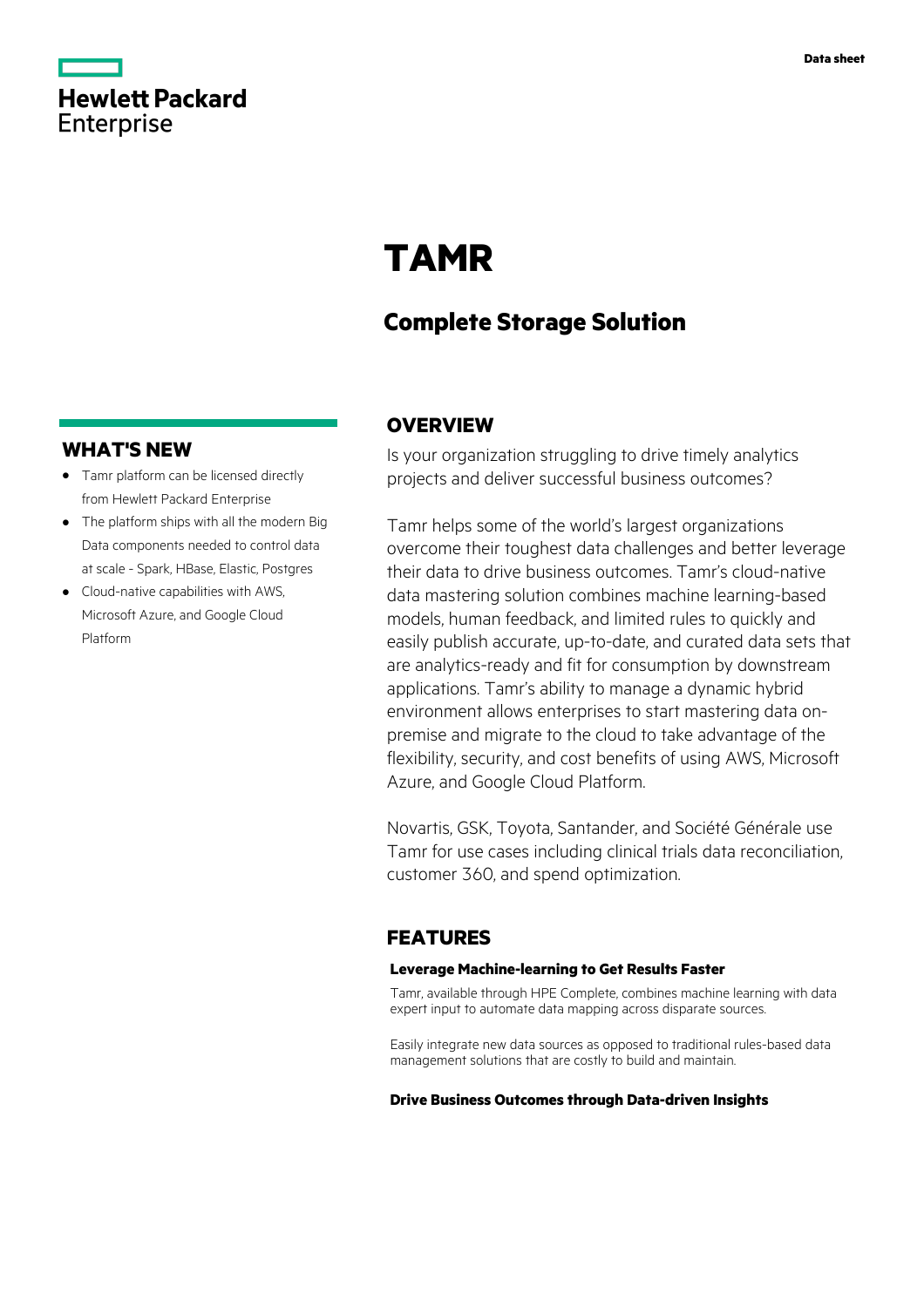Data sheet

Hewlett Packard Enterprise

# TAMR

## Complete Storage Solution

## WHAT'S NEW

- Tamr platform can be licensed directly from Hewlett Packard Enterprise
- The platform ships with all the modern Big Data components needed to control data at scale - Spark, HBase, Elastic, Postgres
- Cloud-native capabilities with AWS, Microsoft Azure, and Google Cloud Platform

## OVERVIEW

Is your organization struggling to drive timely analytics projects and deliver successful business outcomes?

Tamr helps some of the world's largest organizations overcome their toughest data challenges and better leverage their data to drive business outcomes. Tamr's cloud-native data mastering solution combines machine learning-based models, human feedback, and limited rules to quickly and easily publish accurate, up-to-date, and curated data sets that are analytics-ready and fit for consumption by downstream applications. Tamr's ability to manage a dynamic hybrid environment allows enterprises to start mastering data on-premise and migrate to the cloud to take advantage of the flexibility, security, and cost benefits of using AWS, Microsoft Azure, and Google Cloud Platform.

Novartis, GSK, Toyota, Santander, and Société Générale use Tamr for use cases including clinical trials data reconciliation, customer 360, and spend optimization.

## FEATURES

### Leverage Machine-learning to Get Results Faster

Tamr, available through HPE Complete, combines machine learning with data expert input to automate data mapping across disparate sources.

Easily integrate new data sources as opposed to traditional rules-based data management solutions that are costly to build and maintain.

### Drive Business Outcomes through Data-driven Insights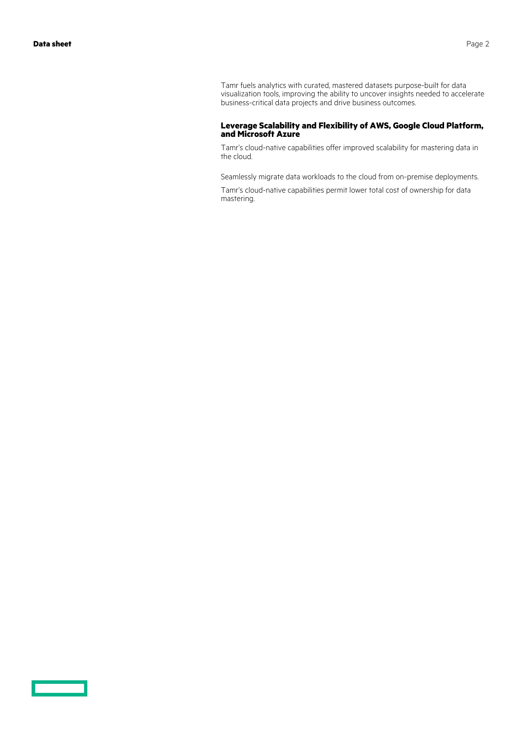Tamr fuels analytics with curated, mastered datasets purpose-built for data visualization tools, improving the ability to uncover insights needed to accelerate business-critical data projects and drive business outcomes.

### Leverage Scalability and Flexibility of AWS, Google Cloud Platform, and Microsoft Azure

Tamr's cloud-native capabilities offer improved scalability for mastering data in the cloud.

Seamlessly migrate data workloads to the cloud from on-premise deployments.

Tamr's cloud-native capabilities permit lower total cost of ownership for data mastering.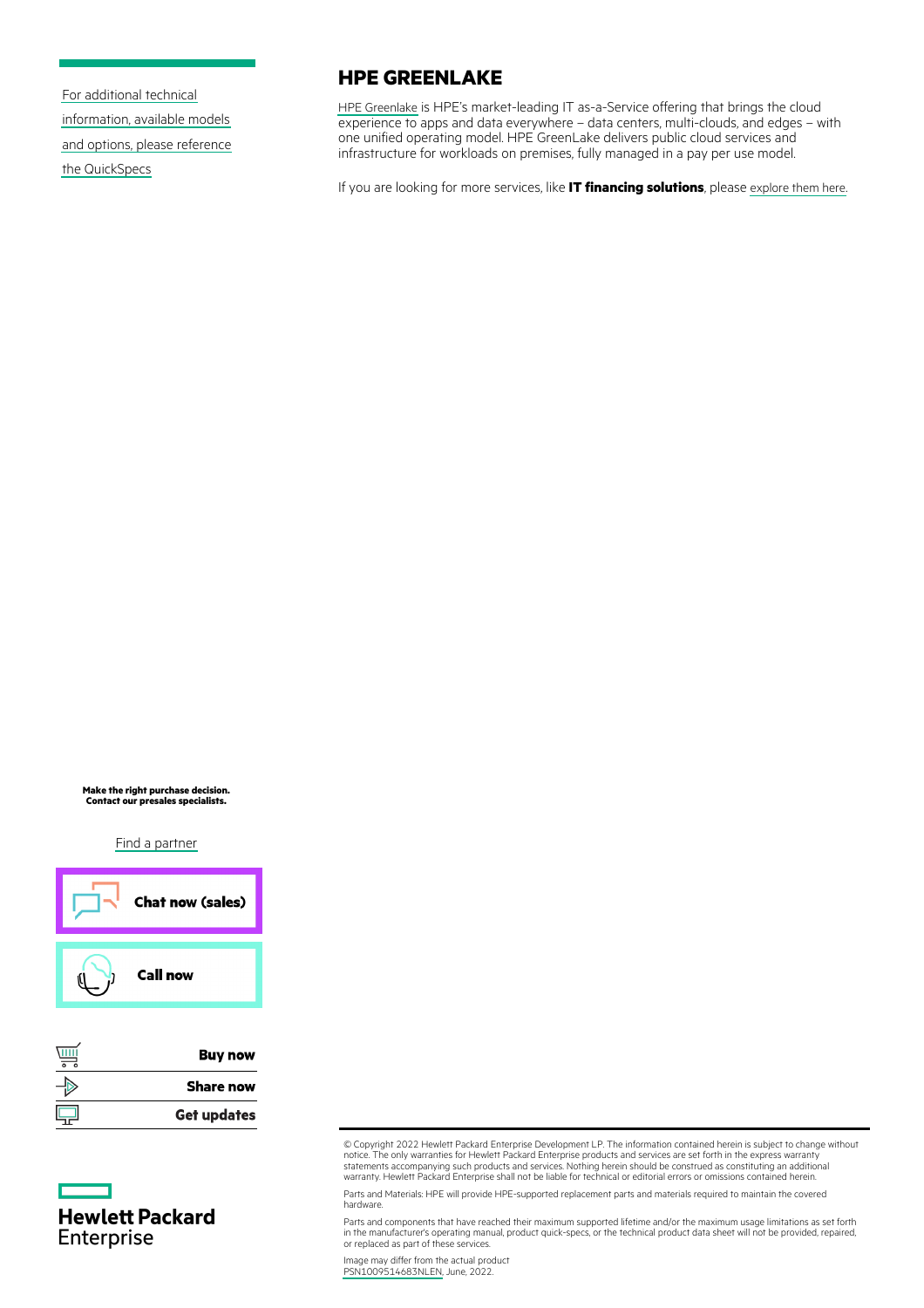For additional technical information, available models and options, please reference the QuickSpecs

## HPE GREENLAKE

HPE Greenlake is HPE's market-leading IT as-a-Service offering that brings the cloud experience to apps and data everywhere – data centers, multi-clouds, and edges – with one unified operating model. HPE GreenLake delivers public cloud services and infrastructure for workloads on premises, fully managed in a pay per use model.

If you are looking for more services, like **IT financing solutions**, please explore them here.

**Make the right purchase decision. Contact our presales specialists.**

Find a partner

**Chat now (sales)**

**Call now**

**Buy now**

**Share now**

**Get updates**

**Hewlett Packard**
Enterprise

© Copyright 2022 Hewlett Packard Enterprise Development LP. The information contained herein is subject to change without notice. The only warranties for Hewlett Packard Enterprise products and services are set forth in the express warranty statements accompanying such products and services. Nothing herein should be construed as constituting an additional warranty. Hewlett Packard Enterprise shall not be liable for technical or editorial errors or omissions contained herein.

Parts and Materials: HPE will provide HPE-supported replacement parts and materials required to maintain the covered hardware.

Parts and components that have reached their maximum supported lifetime and/or the maximum usage limitations as set forth in the manufacturer's operating manual, product quick-specs, or the technical product data sheet will not be provided, repaired, or replaced as part of these services.

Image may differ from the actual product
PSN1009514683NLEN, June, 2022.